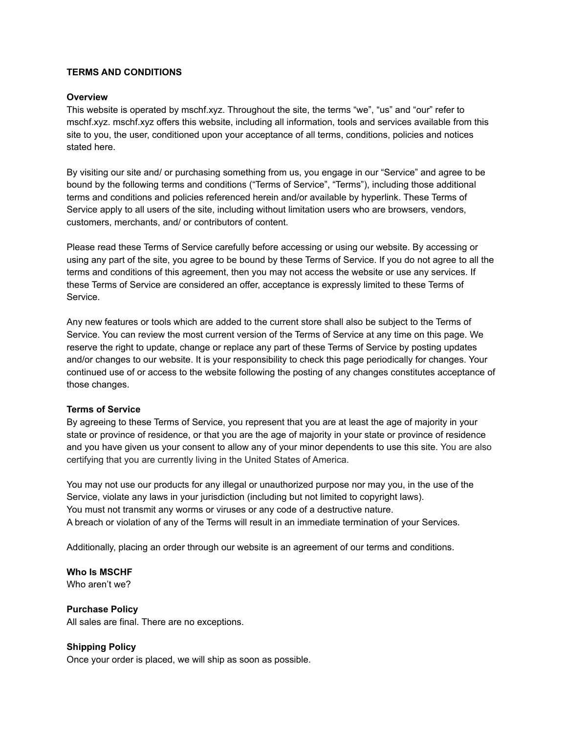# TERMS AND CONDITIONS

## Overview

This website is operated by mschf.xyz. Throughout the site, the terms "we", "us" and "our" refer to mschf.xyz. mschf.xyz offers this website, including all information, tools and services available from this site to you, the user, conditioned upon your acceptance of all terms, conditions, policies and notices stated here.

By visiting our site and/ or purchasing something from us, you engage in our "Service" and agree to be bound by the following terms and conditions ("Terms of Service", "Terms"), including those additional terms and conditions and policies referenced herein and/or available by hyperlink. These Terms of Service apply to all users of the site, including without limitation users who are browsers, vendors, customers, merchants, and/ or contributors of content.

Please read these Terms of Service carefully before accessing or using our website. By accessing or using any part of the site, you agree to be bound by these Terms of Service. If you do not agree to all the terms and conditions of this agreement, then you may not access the website or use any services. If these Terms of Service are considered an offer, acceptance is expressly limited to these Terms of Service.

Any new features or tools which are added to the current store shall also be subject to the Terms of Service. You can review the most current version of the Terms of Service at any time on this page. We reserve the right to update, change or replace any part of these Terms of Service by posting updates and/or changes to our website. It is your responsibility to check this page periodically for changes. Your continued use of or access to the website following the posting of any changes constitutes acceptance of those changes.

## Terms of Service

By agreeing to these Terms of Service, you represent that you are at least the age of majority in your state or province of residence, or that you are the age of majority in your state or province of residence and you have given us your consent to allow any of your minor dependents to use this site. You are also certifying that you are currently living in the United States of America.

You may not use our products for any illegal or unauthorized purpose nor may you, in the use of the Service, violate any laws in your jurisdiction (including but not limited to copyright laws).
You must not transmit any worms or viruses or any code of a destructive nature.
A breach or violation of any of the Terms will result in an immediate termination of your Services.

Additionally, placing an order through our website is an agreement of our terms and conditions.

## Who Is MSCHF

Who aren't we?

## Purchase Policy

All sales are final. There are no exceptions.

## Shipping Policy

Once your order is placed, we will ship as soon as possible.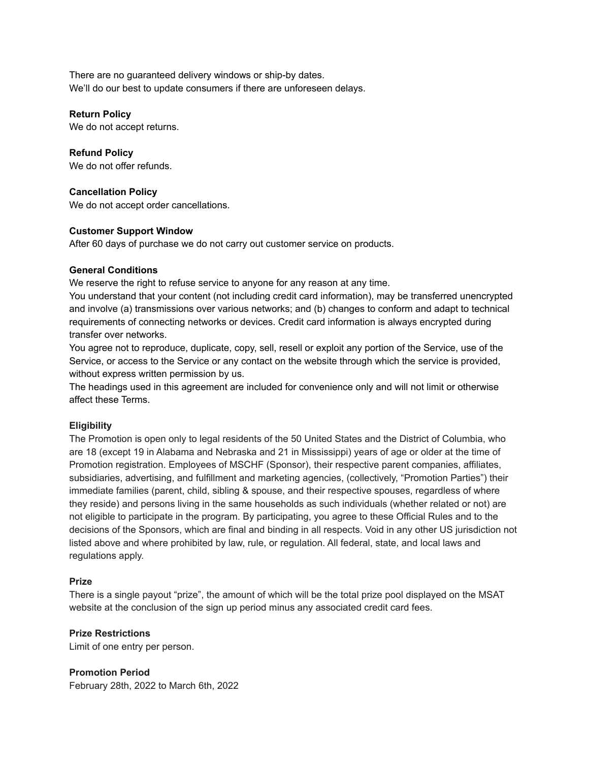There are no guaranteed delivery windows or ship-by dates.
We'll do our best to update consumers if there are unforeseen delays.

**Return Policy**
We do not accept returns.

**Refund Policy**
We do not offer refunds.

**Cancellation Policy**
We do not accept order cancellations.

**Customer Support Window**
After 60 days of purchase we do not carry out customer service on products.

**General Conditions**
We reserve the right to refuse service to anyone for any reason at any time.
You understand that your content (not including credit card information), may be transferred unencrypted and involve (a) transmissions over various networks; and (b) changes to conform and adapt to technical requirements of connecting networks or devices. Credit card information is always encrypted during transfer over networks.
You agree not to reproduce, duplicate, copy, sell, resell or exploit any portion of the Service, use of the Service, or access to the Service or any contact on the website through which the service is provided, without express written permission by us.
The headings used in this agreement are included for convenience only and will not limit or otherwise affect these Terms.

**Eligibility**
The Promotion is open only to legal residents of the 50 United States and the District of Columbia, who are 18 (except 19 in Alabama and Nebraska and 21 in Mississippi) years of age or older at the time of Promotion registration. Employees of MSCHF (Sponsor), their respective parent companies, affiliates, subsidiaries, advertising, and fulfillment and marketing agencies, (collectively, "Promotion Parties") their immediate families (parent, child, sibling & spouse, and their respective spouses, regardless of where they reside) and persons living in the same households as such individuals (whether related or not) are not eligible to participate in the program. By participating, you agree to these Official Rules and to the decisions of the Sponsors, which are final and binding in all respects. Void in any other US jurisdiction not listed above and where prohibited by law, rule, or regulation. All federal, state, and local laws and regulations apply.

**Prize**
There is a single payout "prize", the amount of which will be the total prize pool displayed on the MSAT website at the conclusion of the sign up period minus any associated credit card fees.

**Prize Restrictions**
Limit of one entry per person.

**Promotion Period**
February 28th, 2022 to March 6th, 2022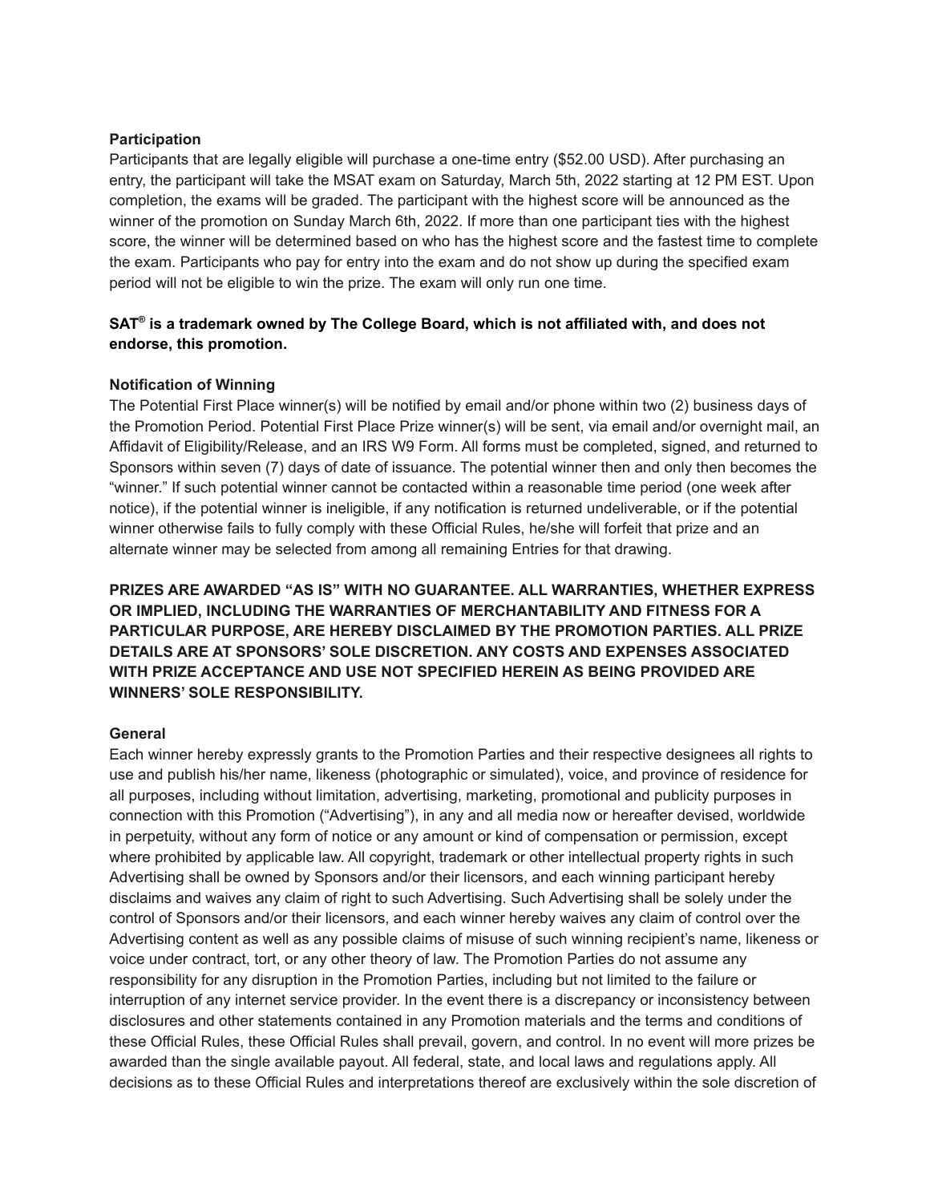**Participation**

Participants that are legally eligible will purchase a one-time entry ($52.00 USD). After purchasing an entry, the participant will take the MSAT exam on Saturday, March 5th, 2022 starting at 12 PM EST. Upon completion, the exams will be graded. The participant with the highest score will be announced as the winner of the promotion on Sunday March 6th, 2022. If more than one participant ties with the highest score, the winner will be determined based on who has the highest score and the fastest time to complete the exam. Participants who pay for entry into the exam and do not show up during the specified exam period will not be eligible to win the prize. The exam will only run one time.

**SAT® is a trademark owned by The College Board, which is not affiliated with, and does not endorse, this promotion.**

**Notification of Winning**

The Potential First Place winner(s) will be notified by email and/or phone within two (2) business days of the Promotion Period. Potential First Place Prize winner(s) will be sent, via email and/or overnight mail, an Affidavit of Eligibility/Release, and an IRS W9 Form. All forms must be completed, signed, and returned to Sponsors within seven (7) days of date of issuance. The potential winner then and only then becomes the "winner." If such potential winner cannot be contacted within a reasonable time period (one week after notice), if the potential winner is ineligible, if any notification is returned undeliverable, or if the potential winner otherwise fails to fully comply with these Official Rules, he/she will forfeit that prize and an alternate winner may be selected from among all remaining Entries for that drawing.

**PRIZES ARE AWARDED "AS IS" WITH NO GUARANTEE. ALL WARRANTIES, WHETHER EXPRESS OR IMPLIED, INCLUDING THE WARRANTIES OF MERCHANTABILITY AND FITNESS FOR A PARTICULAR PURPOSE, ARE HEREBY DISCLAIMED BY THE PROMOTION PARTIES. ALL PRIZE DETAILS ARE AT SPONSORS' SOLE DISCRETION. ANY COSTS AND EXPENSES ASSOCIATED WITH PRIZE ACCEPTANCE AND USE NOT SPECIFIED HEREIN AS BEING PROVIDED ARE WINNERS' SOLE RESPONSIBILITY.**

**General**

Each winner hereby expressly grants to the Promotion Parties and their respective designees all rights to use and publish his/her name, likeness (photographic or simulated), voice, and province of residence for all purposes, including without limitation, advertising, marketing, promotional and publicity purposes in connection with this Promotion ("Advertising"), in any and all media now or hereafter devised, worldwide in perpetuity, without any form of notice or any amount or kind of compensation or permission, except where prohibited by applicable law. All copyright, trademark or other intellectual property rights in such Advertising shall be owned by Sponsors and/or their licensors, and each winning participant hereby disclaims and waives any claim of right to such Advertising. Such Advertising shall be solely under the control of Sponsors and/or their licensors, and each winner hereby waives any claim of control over the Advertising content as well as any possible claims of misuse of such winning recipient's name, likeness or voice under contract, tort, or any other theory of law. The Promotion Parties do not assume any responsibility for any disruption in the Promotion Parties, including but not limited to the failure or interruption of any internet service provider. In the event there is a discrepancy or inconsistency between disclosures and other statements contained in any Promotion materials and the terms and conditions of these Official Rules, these Official Rules shall prevail, govern, and control. In no event will more prizes be awarded than the single available payout. All federal, state, and local laws and regulations apply. All decisions as to these Official Rules and interpretations thereof are exclusively within the sole discretion of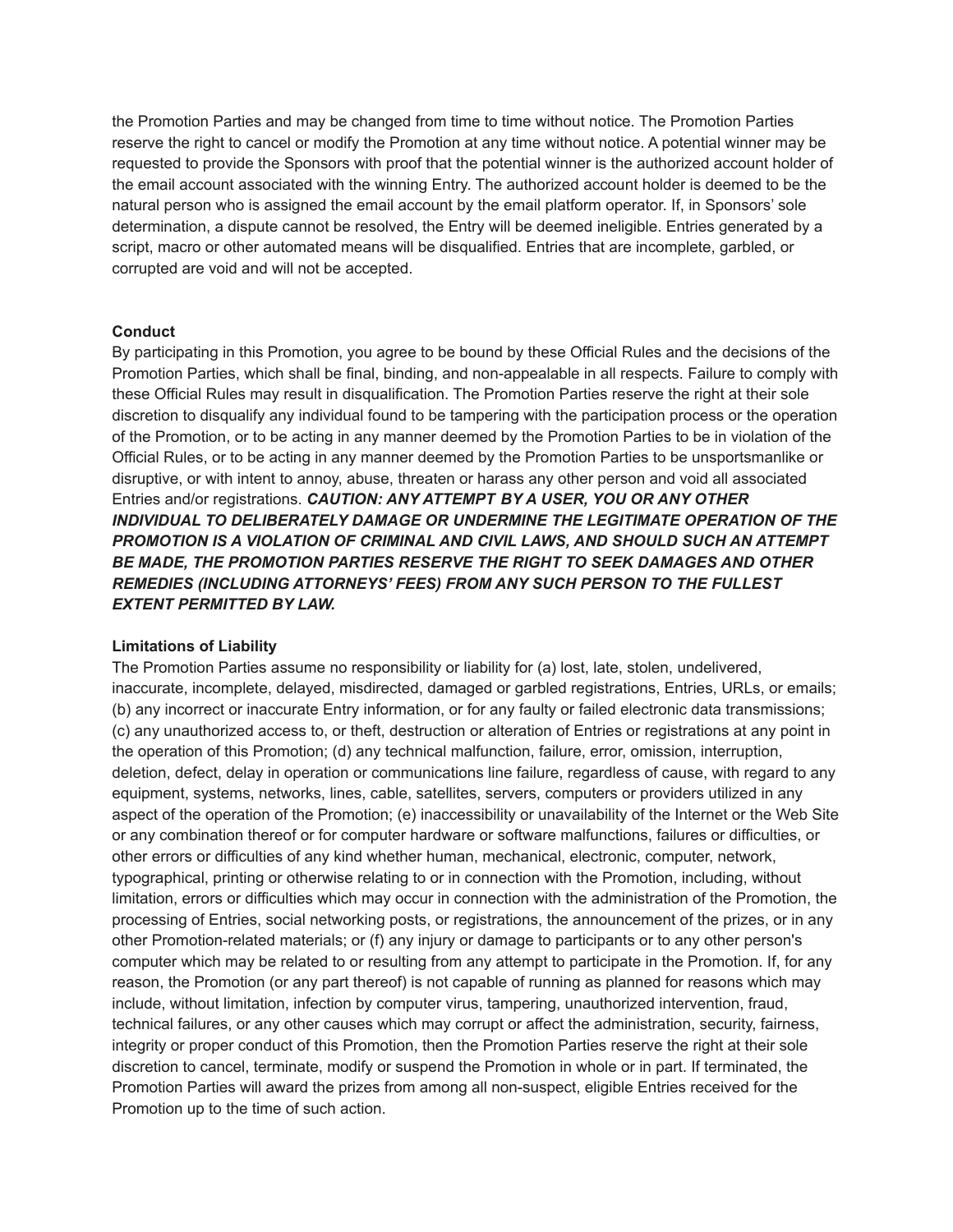the Promotion Parties and may be changed from time to time without notice. The Promotion Parties reserve the right to cancel or modify the Promotion at any time without notice. A potential winner may be requested to provide the Sponsors with proof that the potential winner is the authorized account holder of the email account associated with the winning Entry. The authorized account holder is deemed to be the natural person who is assigned the email account by the email platform operator. If, in Sponsors' sole determination, a dispute cannot be resolved, the Entry will be deemed ineligible. Entries generated by a script, macro or other automated means will be disqualified. Entries that are incomplete, garbled, or corrupted are void and will not be accepted.

**Conduct**

By participating in this Promotion, you agree to be bound by these Official Rules and the decisions of the Promotion Parties, which shall be final, binding, and non-appealable in all respects. Failure to comply with these Official Rules may result in disqualification. The Promotion Parties reserve the right at their sole discretion to disqualify any individual found to be tampering with the participation process or the operation of the Promotion, or to be acting in any manner deemed by the Promotion Parties to be in violation of the Official Rules, or to be acting in any manner deemed by the Promotion Parties to be unsportsmanlike or disruptive, or with intent to annoy, abuse, threaten or harass any other person and void all associated Entries and/or registrations. ***CAUTION: ANY ATTEMPT BY A USER, YOU OR ANY OTHER INDIVIDUAL TO DELIBERATELY DAMAGE OR UNDERMINE THE LEGITIMATE OPERATION OF THE PROMOTION IS A VIOLATION OF CRIMINAL AND CIVIL LAWS, AND SHOULD SUCH AN ATTEMPT BE MADE, THE PROMOTION PARTIES RESERVE THE RIGHT TO SEEK DAMAGES AND OTHER REMEDIES (INCLUDING ATTORNEYS' FEES) FROM ANY SUCH PERSON TO THE FULLEST EXTENT PERMITTED BY LAW.***

**Limitations of Liability**

The Promotion Parties assume no responsibility or liability for (a) lost, late, stolen, undelivered, inaccurate, incomplete, delayed, misdirected, damaged or garbled registrations, Entries, URLs, or emails; (b) any incorrect or inaccurate Entry information, or for any faulty or failed electronic data transmissions; (c) any unauthorized access to, or theft, destruction or alteration of Entries or registrations at any point in the operation of this Promotion; (d) any technical malfunction, failure, error, omission, interruption, deletion, defect, delay in operation or communications line failure, regardless of cause, with regard to any equipment, systems, networks, lines, cable, satellites, servers, computers or providers utilized in any aspect of the operation of the Promotion; (e) inaccessibility or unavailability of the Internet or the Web Site or any combination thereof or for computer hardware or software malfunctions, failures or difficulties, or other errors or difficulties of any kind whether human, mechanical, electronic, computer, network, typographical, printing or otherwise relating to or in connection with the Promotion, including, without limitation, errors or difficulties which may occur in connection with the administration of the Promotion, the processing of Entries, social networking posts, or registrations, the announcement of the prizes, or in any other Promotion-related materials; or (f) any injury or damage to participants or to any other person's computer which may be related to or resulting from any attempt to participate in the Promotion. If, for any reason, the Promotion (or any part thereof) is not capable of running as planned for reasons which may include, without limitation, infection by computer virus, tampering, unauthorized intervention, fraud, technical failures, or any other causes which may corrupt or affect the administration, security, fairness, integrity or proper conduct of this Promotion, then the Promotion Parties reserve the right at their sole discretion to cancel, terminate, modify or suspend the Promotion in whole or in part. If terminated, the Promotion Parties will award the prizes from among all non-suspect, eligible Entries received for the Promotion up to the time of such action.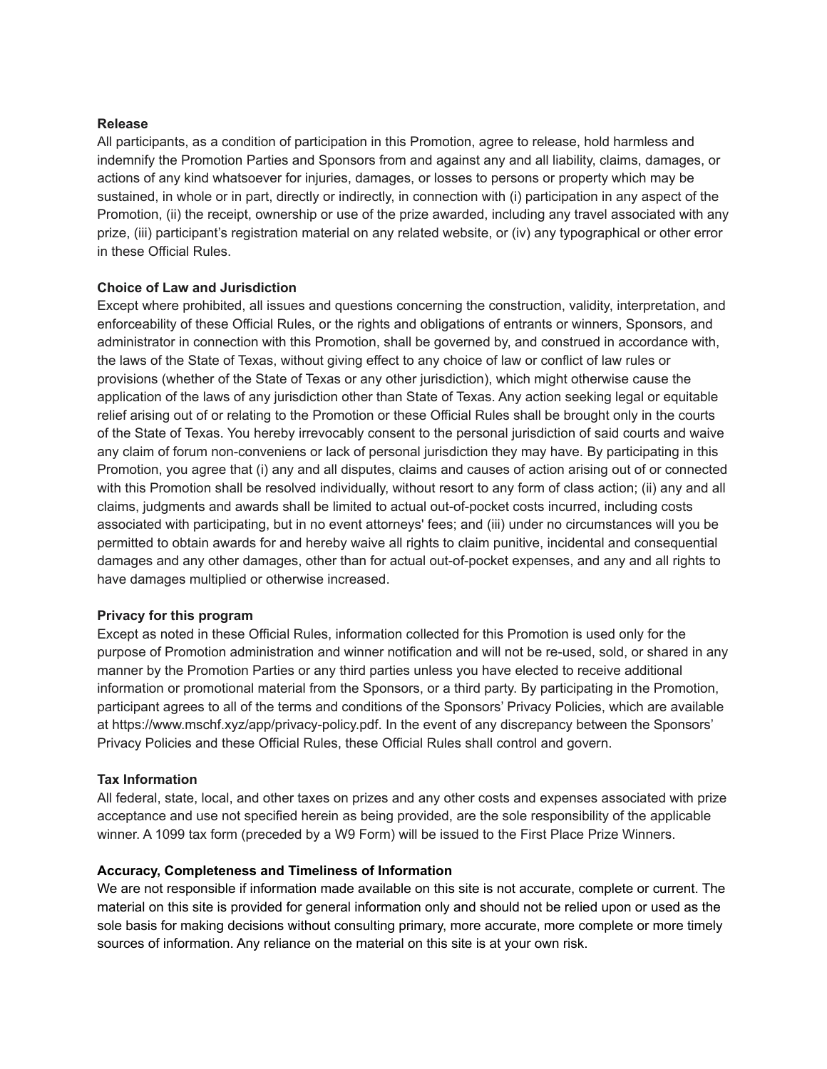**Release**

All participants, as a condition of participation in this Promotion, agree to release, hold harmless and indemnify the Promotion Parties and Sponsors from and against any and all liability, claims, damages, or actions of any kind whatsoever for injuries, damages, or losses to persons or property which may be sustained, in whole or in part, directly or indirectly, in connection with (i) participation in any aspect of the Promotion, (ii) the receipt, ownership or use of the prize awarded, including any travel associated with any prize, (iii) participant's registration material on any related website, or (iv) any typographical or other error in these Official Rules.

**Choice of Law and Jurisdiction**

Except where prohibited, all issues and questions concerning the construction, validity, interpretation, and enforceability of these Official Rules, or the rights and obligations of entrants or winners, Sponsors, and administrator in connection with this Promotion, shall be governed by, and construed in accordance with, the laws of the State of Texas, without giving effect to any choice of law or conflict of law rules or provisions (whether of the State of Texas or any other jurisdiction), which might otherwise cause the application of the laws of any jurisdiction other than State of Texas. Any action seeking legal or equitable relief arising out of or relating to the Promotion or these Official Rules shall be brought only in the courts of the State of Texas. You hereby irrevocably consent to the personal jurisdiction of said courts and waive any claim of forum non-conveniens or lack of personal jurisdiction they may have. By participating in this Promotion, you agree that (i) any and all disputes, claims and causes of action arising out of or connected with this Promotion shall be resolved individually, without resort to any form of class action; (ii) any and all claims, judgments and awards shall be limited to actual out-of-pocket costs incurred, including costs associated with participating, but in no event attorneys' fees; and (iii) under no circumstances will you be permitted to obtain awards for and hereby waive all rights to claim punitive, incidental and consequential damages and any other damages, other than for actual out-of-pocket expenses, and any and all rights to have damages multiplied or otherwise increased.

**Privacy for this program**

Except as noted in these Official Rules, information collected for this Promotion is used only for the purpose of Promotion administration and winner notification and will not be re-used, sold, or shared in any manner by the Promotion Parties or any third parties unless you have elected to receive additional information or promotional material from the Sponsors, or a third party. By participating in the Promotion, participant agrees to all of the terms and conditions of the Sponsors' Privacy Policies, which are available at https://www.mschf.xyz/app/privacy-policy.pdf. In the event of any discrepancy between the Sponsors' Privacy Policies and these Official Rules, these Official Rules shall control and govern.

**Tax Information**

All federal, state, local, and other taxes on prizes and any other costs and expenses associated with prize acceptance and use not specified herein as being provided, are the sole responsibility of the applicable winner. A 1099 tax form (preceded by a W9 Form) will be issued to the First Place Prize Winners.

**Accuracy, Completeness and Timeliness of Information**

We are not responsible if information made available on this site is not accurate, complete or current. The material on this site is provided for general information only and should not be relied upon or used as the sole basis for making decisions without consulting primary, more accurate, more complete or more timely sources of information. Any reliance on the material on this site is at your own risk.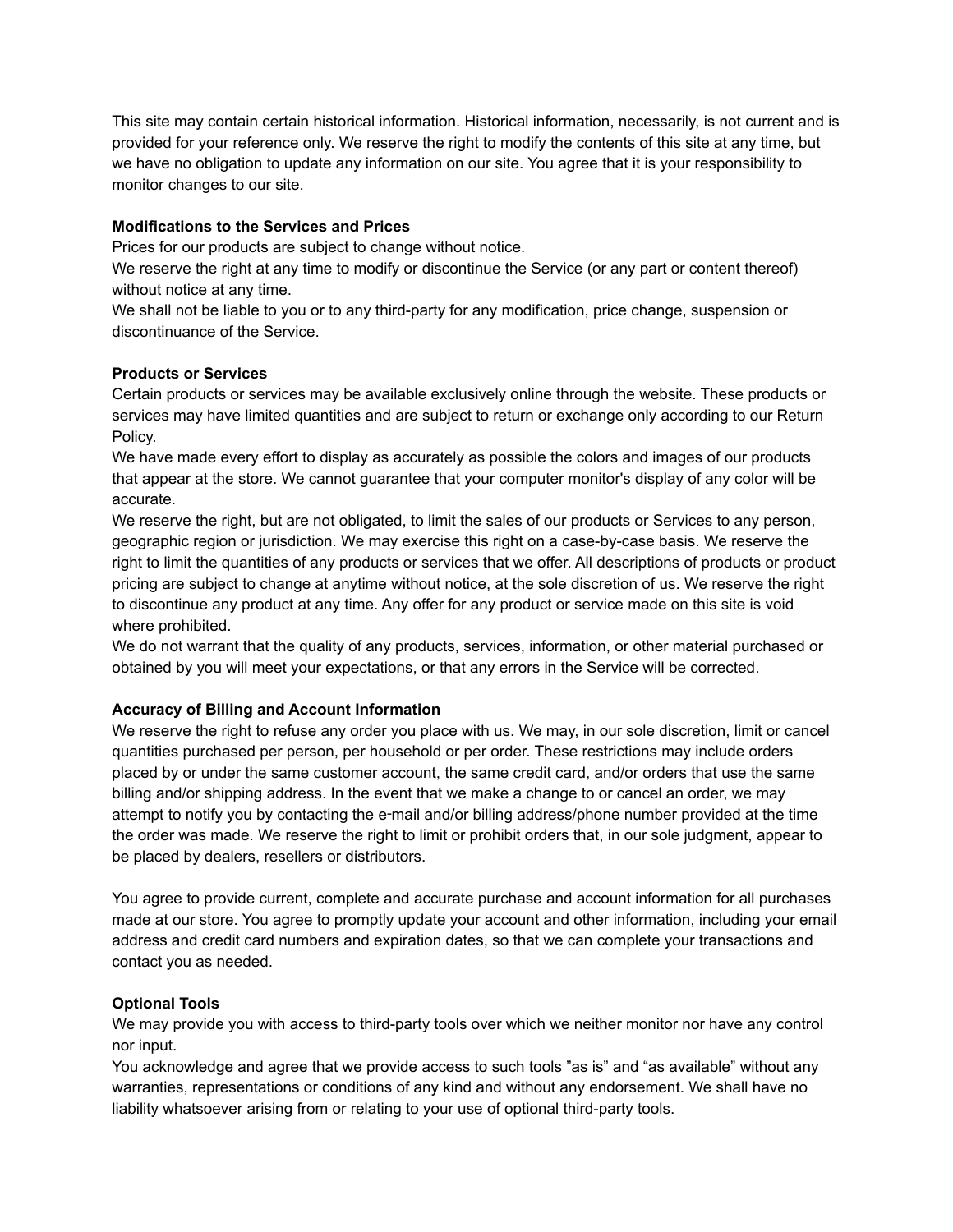This site may contain certain historical information. Historical information, necessarily, is not current and is provided for your reference only. We reserve the right to modify the contents of this site at any time, but we have no obligation to update any information on our site. You agree that it is your responsibility to monitor changes to our site.

**Modifications to the Services and Prices**

Prices for our products are subject to change without notice.

We reserve the right at any time to modify or discontinue the Service (or any part or content thereof) without notice at any time.

We shall not be liable to you or to any third-party for any modification, price change, suspension or discontinuance of the Service.

**Products or Services**

Certain products or services may be available exclusively online through the website. These products or services may have limited quantities and are subject to return or exchange only according to our Return Policy.

We have made every effort to display as accurately as possible the colors and images of our products that appear at the store. We cannot guarantee that your computer monitor's display of any color will be accurate.

We reserve the right, but are not obligated, to limit the sales of our products or Services to any person, geographic region or jurisdiction. We may exercise this right on a case-by-case basis. We reserve the right to limit the quantities of any products or services that we offer. All descriptions of products or product pricing are subject to change at anytime without notice, at the sole discretion of us. We reserve the right to discontinue any product at any time. Any offer for any product or service made on this site is void where prohibited.

We do not warrant that the quality of any products, services, information, or other material purchased or obtained by you will meet your expectations, or that any errors in the Service will be corrected.

**Accuracy of Billing and Account Information**

We reserve the right to refuse any order you place with us. We may, in our sole discretion, limit or cancel quantities purchased per person, per household or per order. These restrictions may include orders placed by or under the same customer account, the same credit card, and/or orders that use the same billing and/or shipping address. In the event that we make a change to or cancel an order, we may attempt to notify you by contacting the e-mail and/or billing address/phone number provided at the time the order was made. We reserve the right to limit or prohibit orders that, in our sole judgment, appear to be placed by dealers, resellers or distributors.

You agree to provide current, complete and accurate purchase and account information for all purchases made at our store. You agree to promptly update your account and other information, including your email address and credit card numbers and expiration dates, so that we can complete your transactions and contact you as needed.

**Optional Tools**

We may provide you with access to third-party tools over which we neither monitor nor have any control nor input.

You acknowledge and agree that we provide access to such tools "as is" and "as available" without any warranties, representations or conditions of any kind and without any endorsement. We shall have no liability whatsoever arising from or relating to your use of optional third-party tools.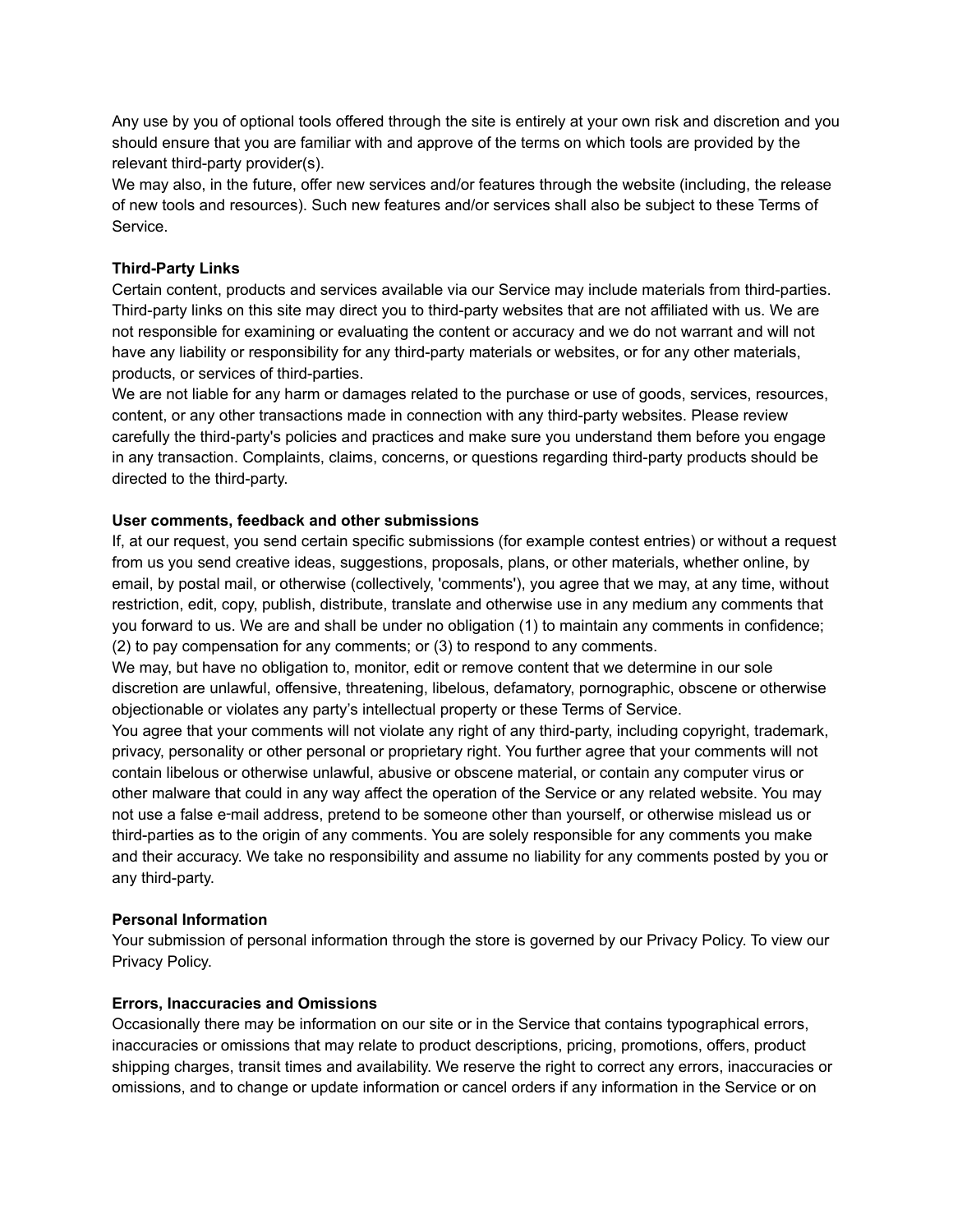Any use by you of optional tools offered through the site is entirely at your own risk and discretion and you should ensure that you are familiar with and approve of the terms on which tools are provided by the relevant third-party provider(s).
We may also, in the future, offer new services and/or features through the website (including, the release of new tools and resources). Such new features and/or services shall also be subject to these Terms of Service.

**Third-Party Links**
Certain content, products and services available via our Service may include materials from third-parties. Third-party links on this site may direct you to third-party websites that are not affiliated with us. We are not responsible for examining or evaluating the content or accuracy and we do not warrant and will not have any liability or responsibility for any third-party materials or websites, or for any other materials, products, or services of third-parties.
We are not liable for any harm or damages related to the purchase or use of goods, services, resources, content, or any other transactions made in connection with any third-party websites. Please review carefully the third-party's policies and practices and make sure you understand them before you engage in any transaction. Complaints, claims, concerns, or questions regarding third-party products should be directed to the third-party.

**User comments, feedback and other submissions**
If, at our request, you send certain specific submissions (for example contest entries) or without a request from us you send creative ideas, suggestions, proposals, plans, or other materials, whether online, by email, by postal mail, or otherwise (collectively, 'comments'), you agree that we may, at any time, without restriction, edit, copy, publish, distribute, translate and otherwise use in any medium any comments that you forward to us. We are and shall be under no obligation (1) to maintain any comments in confidence; (2) to pay compensation for any comments; or (3) to respond to any comments.
We may, but have no obligation to, monitor, edit or remove content that we determine in our sole discretion are unlawful, offensive, threatening, libelous, defamatory, pornographic, obscene or otherwise objectionable or violates any party's intellectual property or these Terms of Service.
You agree that your comments will not violate any right of any third-party, including copyright, trademark, privacy, personality or other personal or proprietary right. You further agree that your comments will not contain libelous or otherwise unlawful, abusive or obscene material, or contain any computer virus or other malware that could in any way affect the operation of the Service or any related website. You may not use a false e-mail address, pretend to be someone other than yourself, or otherwise mislead us or third-parties as to the origin of any comments. You are solely responsible for any comments you make and their accuracy. We take no responsibility and assume no liability for any comments posted by you or any third-party.

**Personal Information**
Your submission of personal information through the store is governed by our Privacy Policy. To view our Privacy Policy.

**Errors, Inaccuracies and Omissions**
Occasionally there may be information on our site or in the Service that contains typographical errors, inaccuracies or omissions that may relate to product descriptions, pricing, promotions, offers, product shipping charges, transit times and availability. We reserve the right to correct any errors, inaccuracies or omissions, and to change or update information or cancel orders if any information in the Service or on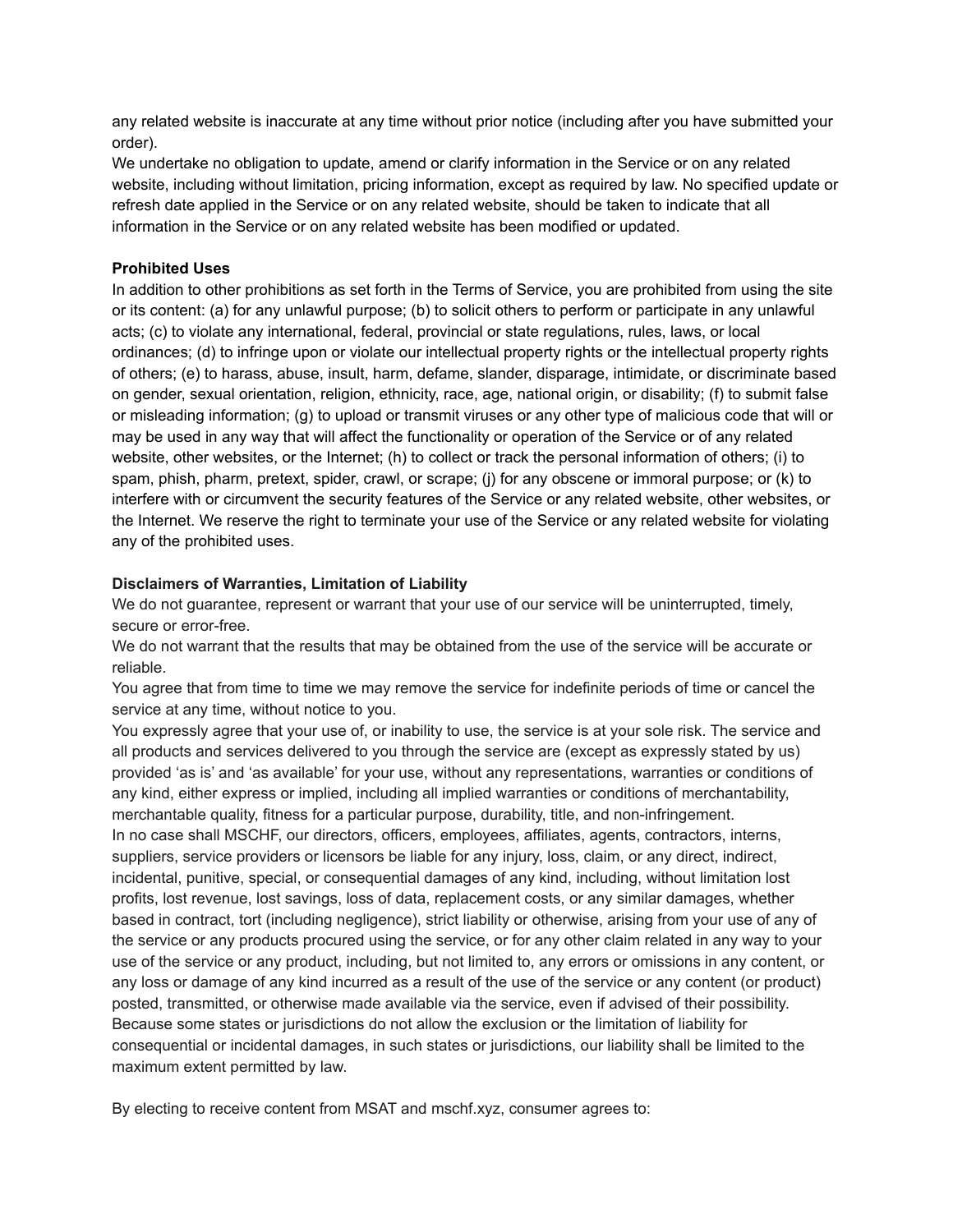any related website is inaccurate at any time without prior notice (including after you have submitted your order).

We undertake no obligation to update, amend or clarify information in the Service or on any related website, including without limitation, pricing information, except as required by law. No specified update or refresh date applied in the Service or on any related website, should be taken to indicate that all information in the Service or on any related website has been modified or updated.

**Prohibited Uses**

In addition to other prohibitions as set forth in the Terms of Service, you are prohibited from using the site or its content: (a) for any unlawful purpose; (b) to solicit others to perform or participate in any unlawful acts; (c) to violate any international, federal, provincial or state regulations, rules, laws, or local ordinances; (d) to infringe upon or violate our intellectual property rights or the intellectual property rights of others; (e) to harass, abuse, insult, harm, defame, slander, disparage, intimidate, or discriminate based on gender, sexual orientation, religion, ethnicity, race, age, national origin, or disability; (f) to submit false or misleading information; (g) to upload or transmit viruses or any other type of malicious code that will or may be used in any way that will affect the functionality or operation of the Service or of any related website, other websites, or the Internet; (h) to collect or track the personal information of others; (i) to spam, phish, pharm, pretext, spider, crawl, or scrape; (j) for any obscene or immoral purpose; or (k) to interfere with or circumvent the security features of the Service or any related website, other websites, or the Internet. We reserve the right to terminate your use of the Service or any related website for violating any of the prohibited uses.

**Disclaimers of Warranties, Limitation of Liability**

We do not guarantee, represent or warrant that your use of our service will be uninterrupted, timely, secure or error-free.

We do not warrant that the results that may be obtained from the use of the service will be accurate or reliable.

You agree that from time to time we may remove the service for indefinite periods of time or cancel the service at any time, without notice to you.

You expressly agree that your use of, or inability to use, the service is at your sole risk. The service and all products and services delivered to you through the service are (except as expressly stated by us) provided 'as is' and 'as available' for your use, without any representations, warranties or conditions of any kind, either express or implied, including all implied warranties or conditions of merchantability, merchantable quality, fitness for a particular purpose, durability, title, and non-infringement.

In no case shall MSCHF, our directors, officers, employees, affiliates, agents, contractors, interns, suppliers, service providers or licensors be liable for any injury, loss, claim, or any direct, indirect, incidental, punitive, special, or consequential damages of any kind, including, without limitation lost profits, lost revenue, lost savings, loss of data, replacement costs, or any similar damages, whether based in contract, tort (including negligence), strict liability or otherwise, arising from your use of any of the service or any products procured using the service, or for any other claim related in any way to your use of the service or any product, including, but not limited to, any errors or omissions in any content, or any loss or damage of any kind incurred as a result of the use of the service or any content (or product) posted, transmitted, or otherwise made available via the service, even if advised of their possibility. Because some states or jurisdictions do not allow the exclusion or the limitation of liability for consequential or incidental damages, in such states or jurisdictions, our liability shall be limited to the maximum extent permitted by law.

By electing to receive content from MSAT and mschf.xyz, consumer agrees to: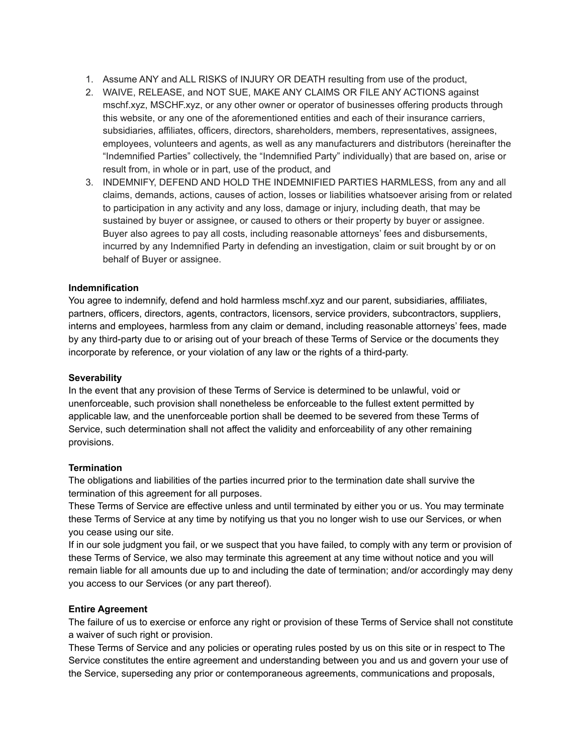1. Assume ANY and ALL RISKS of INJURY OR DEATH resulting from use of the product,
2. WAIVE, RELEASE, and NOT SUE, MAKE ANY CLAIMS OR FILE ANY ACTIONS against mschf.xyz, MSCHF.xyz, or any other owner or operator of businesses offering products through this website, or any one of the aforementioned entities and each of their insurance carriers, subsidiaries, affiliates, officers, directors, shareholders, members, representatives, assignees, employees, volunteers and agents, as well as any manufacturers and distributors (hereinafter the “Indemnified Parties” collectively, the “Indemnified Party” individually) that are based on, arise or result from, in whole or in part, use of the product, and
3. INDEMNIFY, DEFEND AND HOLD THE INDEMNIFIED PARTIES HARMLESS, from any and all claims, demands, actions, causes of action, losses or liabilities whatsoever arising from or related to participation in any activity and any loss, damage or injury, including death, that may be sustained by buyer or assignee, or caused to others or their property by buyer or assignee. Buyer also agrees to pay all costs, including reasonable attorneys’ fees and disbursements, incurred by any Indemnified Party in defending an investigation, claim or suit brought by or on behalf of Buyer or assignee.

**Indemnification**

You agree to indemnify, defend and hold harmless mschf.xyz and our parent, subsidiaries, affiliates, partners, officers, directors, agents, contractors, licensors, service providers, subcontractors, suppliers, interns and employees, harmless from any claim or demand, including reasonable attorneys’ fees, made by any third-party due to or arising out of your breach of these Terms of Service or the documents they incorporate by reference, or your violation of any law or the rights of a third-party.

**Severability**

In the event that any provision of these Terms of Service is determined to be unlawful, void or unenforceable, such provision shall nonetheless be enforceable to the fullest extent permitted by applicable law, and the unenforceable portion shall be deemed to be severed from these Terms of Service, such determination shall not affect the validity and enforceability of any other remaining provisions.

**Termination**

The obligations and liabilities of the parties incurred prior to the termination date shall survive the termination of this agreement for all purposes.

These Terms of Service are effective unless and until terminated by either you or us. You may terminate these Terms of Service at any time by notifying us that you no longer wish to use our Services, or when you cease using our site.

If in our sole judgment you fail, or we suspect that you have failed, to comply with any term or provision of these Terms of Service, we also may terminate this agreement at any time without notice and you will remain liable for all amounts due up to and including the date of termination; and/or accordingly may deny you access to our Services (or any part thereof).

**Entire Agreement**

The failure of us to exercise or enforce any right or provision of these Terms of Service shall not constitute a waiver of such right or provision.

These Terms of Service and any policies or operating rules posted by us on this site or in respect to The Service constitutes the entire agreement and understanding between you and us and govern your use of the Service, superseding any prior or contemporaneous agreements, communications and proposals,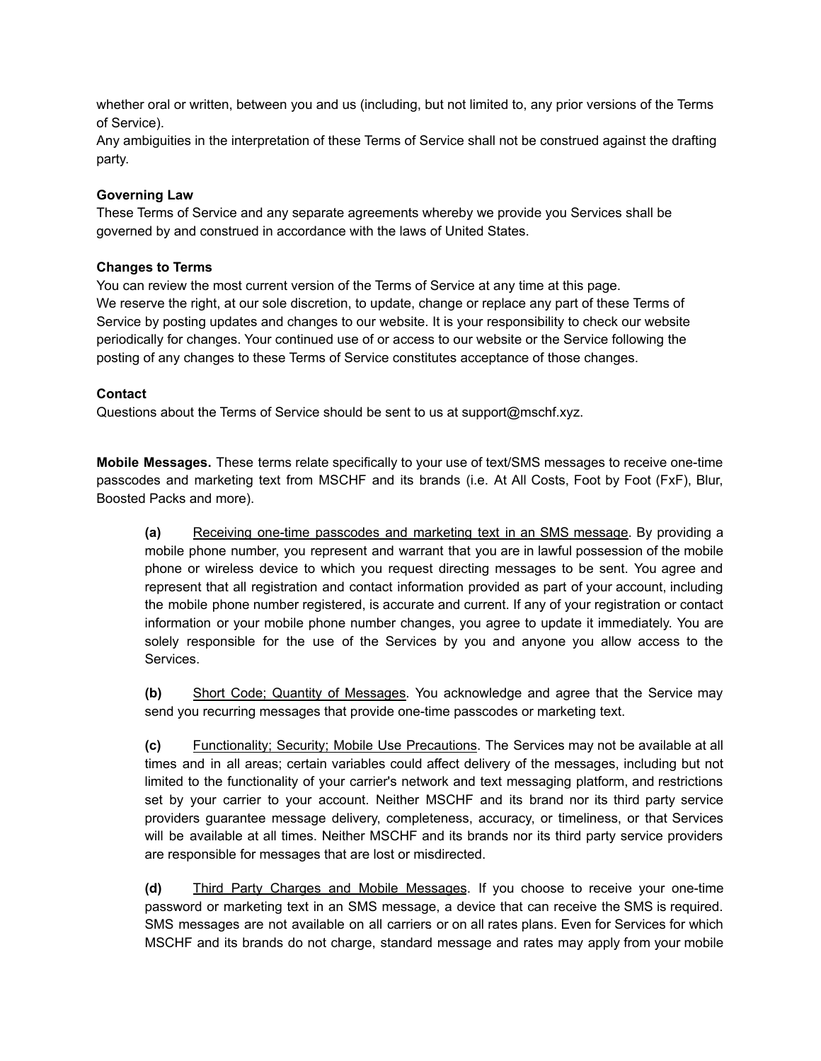whether oral or written, between you and us (including, but not limited to, any prior versions of the Terms of Service).
Any ambiguities in the interpretation of these Terms of Service shall not be construed against the drafting party.

**Governing Law**
These Terms of Service and any separate agreements whereby we provide you Services shall be governed by and construed in accordance with the laws of United States.

**Changes to Terms**
You can review the most current version of the Terms of Service at any time at this page.
We reserve the right, at our sole discretion, to update, change or replace any part of these Terms of Service by posting updates and changes to our website. It is your responsibility to check our website periodically for changes. Your continued use of or access to our website or the Service following the posting of any changes to these Terms of Service constitutes acceptance of those changes.

**Contact**
Questions about the Terms of Service should be sent to us at support@mschf.xyz.

**Mobile Messages.** These terms relate specifically to your use of text/SMS messages to receive one-time passcodes and marketing text from MSCHF and its brands (i.e. At All Costs, Foot by Foot (FxF), Blur, Boosted Packs and more).

> **(a)** Receiving one-time passcodes and marketing text in an SMS message. By providing a mobile phone number, you represent and warrant that you are in lawful possession of the mobile phone or wireless device to which you request directing messages to be sent. You agree and represent that all registration and contact information provided as part of your account, including the mobile phone number registered, is accurate and current. If any of your registration or contact information or your mobile phone number changes, you agree to update it immediately. You are solely responsible for the use of the Services by you and anyone you allow access to the Services.
>
> **(b)** Short Code; Quantity of Messages. You acknowledge and agree that the Service may send you recurring messages that provide one-time passcodes or marketing text.
>
> **(c)** Functionality; Security; Mobile Use Precautions. The Services may not be available at all times and in all areas; certain variables could affect delivery of the messages, including but not limited to the functionality of your carrier's network and text messaging platform, and restrictions set by your carrier to your account. Neither MSCHF and its brand nor its third party service providers guarantee message delivery, completeness, accuracy, or timeliness, or that Services will be available at all times. Neither MSCHF and its brands nor its third party service providers are responsible for messages that are lost or misdirected.
>
> **(d)** Third Party Charges and Mobile Messages. If you choose to receive your one-time password or marketing text in an SMS message, a device that can receive the SMS is required. SMS messages are not available on all carriers or on all rates plans. Even for Services for which MSCHF and its brands do not charge, standard message and rates may apply from your mobile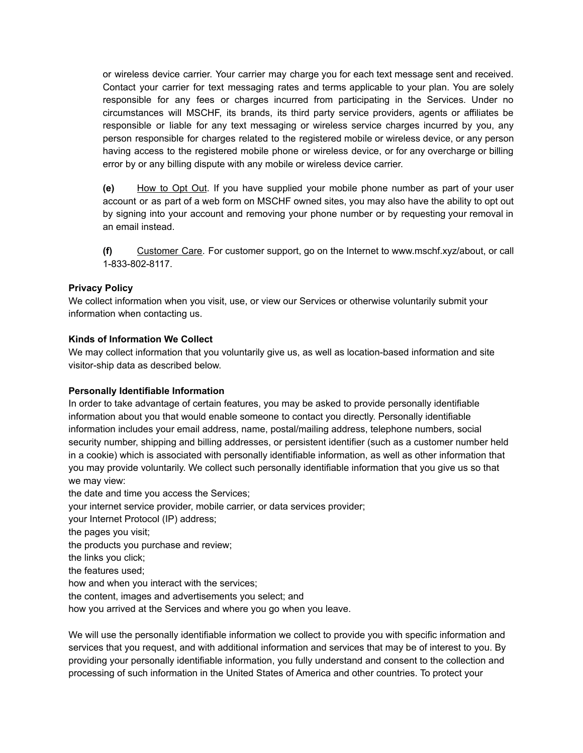or wireless device carrier. Your carrier may charge you for each text message sent and received. Contact your carrier for text messaging rates and terms applicable to your plan. You are solely responsible for any fees or charges incurred from participating in the Services. Under no circumstances will MSCHF, its brands, its third party service providers, agents or affiliates be responsible or liable for any text messaging or wireless service charges incurred by you, any person responsible for charges related to the registered mobile or wireless device, or any person having access to the registered mobile phone or wireless device, or for any overcharge or billing error by or any billing dispute with any mobile or wireless device carrier.

**(e)** How to Opt Out. If you have supplied your mobile phone number as part of your user account or as part of a web form on MSCHF owned sites, you may also have the ability to opt out by signing into your account and removing your phone number or by requesting your removal in an email instead.

**(f)** Customer Care. For customer support, go on the Internet to www.mschf.xyz/about, or call 1-833-802-8117.

**Privacy Policy**

We collect information when you visit, use, or view our Services or otherwise voluntarily submit your information when contacting us.

**Kinds of Information We Collect**

We may collect information that you voluntarily give us, as well as location-based information and site visitor-ship data as described below.

**Personally Identifiable Information**

In order to take advantage of certain features, you may be asked to provide personally identifiable information about you that would enable someone to contact you directly. Personally identifiable information includes your email address, name, postal/mailing address, telephone numbers, social security number, shipping and billing addresses, or persistent identifier (such as a customer number held in a cookie) which is associated with personally identifiable information, as well as other information that you may provide voluntarily. We collect such personally identifiable information that you give us so that we may view:

the date and time you access the Services;
your internet service provider, mobile carrier, or data services provider;
your Internet Protocol (IP) address;
the pages you visit;
the products you purchase and review;
the links you click;
the features used;
how and when you interact with the services;
the content, images and advertisements you select; and
how you arrived at the Services and where you go when you leave.

We will use the personally identifiable information we collect to provide you with specific information and services that you request, and with additional information and services that may be of interest to you. By providing your personally identifiable information, you fully understand and consent to the collection and processing of such information in the United States of America and other countries. To protect your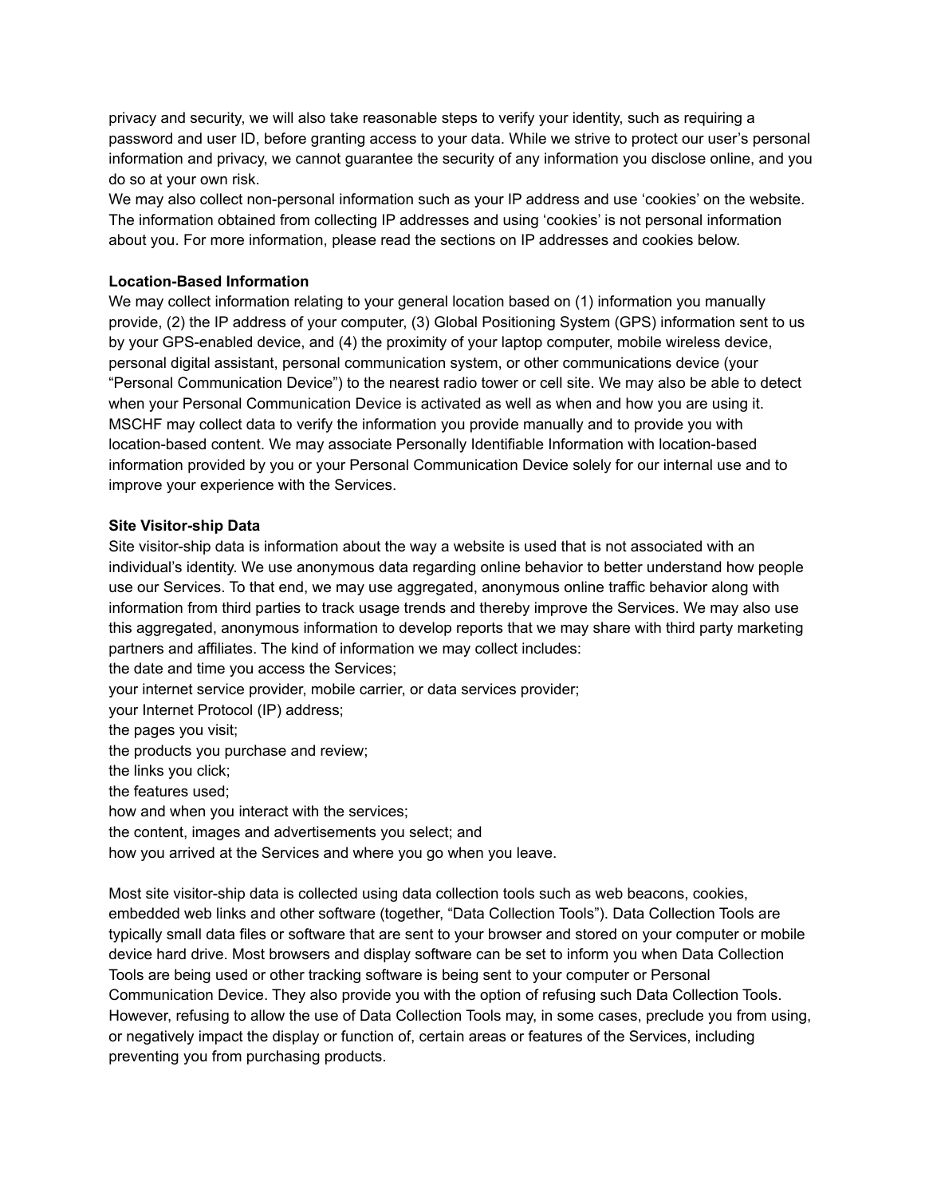privacy and security, we will also take reasonable steps to verify your identity, such as requiring a password and user ID, before granting access to your data. While we strive to protect our user's personal information and privacy, we cannot guarantee the security of any information you disclose online, and you do so at your own risk.

We may also collect non-personal information such as your IP address and use 'cookies' on the website. The information obtained from collecting IP addresses and using 'cookies' is not personal information about you. For more information, please read the sections on IP addresses and cookies below.

**Location-Based Information**

We may collect information relating to your general location based on (1) information you manually provide, (2) the IP address of your computer, (3) Global Positioning System (GPS) information sent to us by your GPS-enabled device, and (4) the proximity of your laptop computer, mobile wireless device, personal digital assistant, personal communication system, or other communications device (your "Personal Communication Device") to the nearest radio tower or cell site. We may also be able to detect when your Personal Communication Device is activated as well as when and how you are using it. MSCHF may collect data to verify the information you provide manually and to provide you with location-based content. We may associate Personally Identifiable Information with location-based information provided by you or your Personal Communication Device solely for our internal use and to improve your experience with the Services.

**Site Visitor-ship Data**

Site visitor-ship data is information about the way a website is used that is not associated with an individual's identity. We use anonymous data regarding online behavior to better understand how people use our Services. To that end, we may use aggregated, anonymous online traffic behavior along with information from third parties to track usage trends and thereby improve the Services. We may also use this aggregated, anonymous information to develop reports that we may share with third party marketing partners and affiliates. The kind of information we may collect includes:

the date and time you access the Services;

your internet service provider, mobile carrier, or data services provider;

your Internet Protocol (IP) address;

the pages you visit;

the products you purchase and review;

the links you click;

the features used;

how and when you interact with the services;

the content, images and advertisements you select; and

how you arrived at the Services and where you go when you leave.

Most site visitor-ship data is collected using data collection tools such as web beacons, cookies, embedded web links and other software (together, "Data Collection Tools"). Data Collection Tools are typically small data files or software that are sent to your browser and stored on your computer or mobile device hard drive. Most browsers and display software can be set to inform you when Data Collection Tools are being used or other tracking software is being sent to your computer or Personal Communication Device. They also provide you with the option of refusing such Data Collection Tools. However, refusing to allow the use of Data Collection Tools may, in some cases, preclude you from using, or negatively impact the display or function of, certain areas or features of the Services, including preventing you from purchasing products.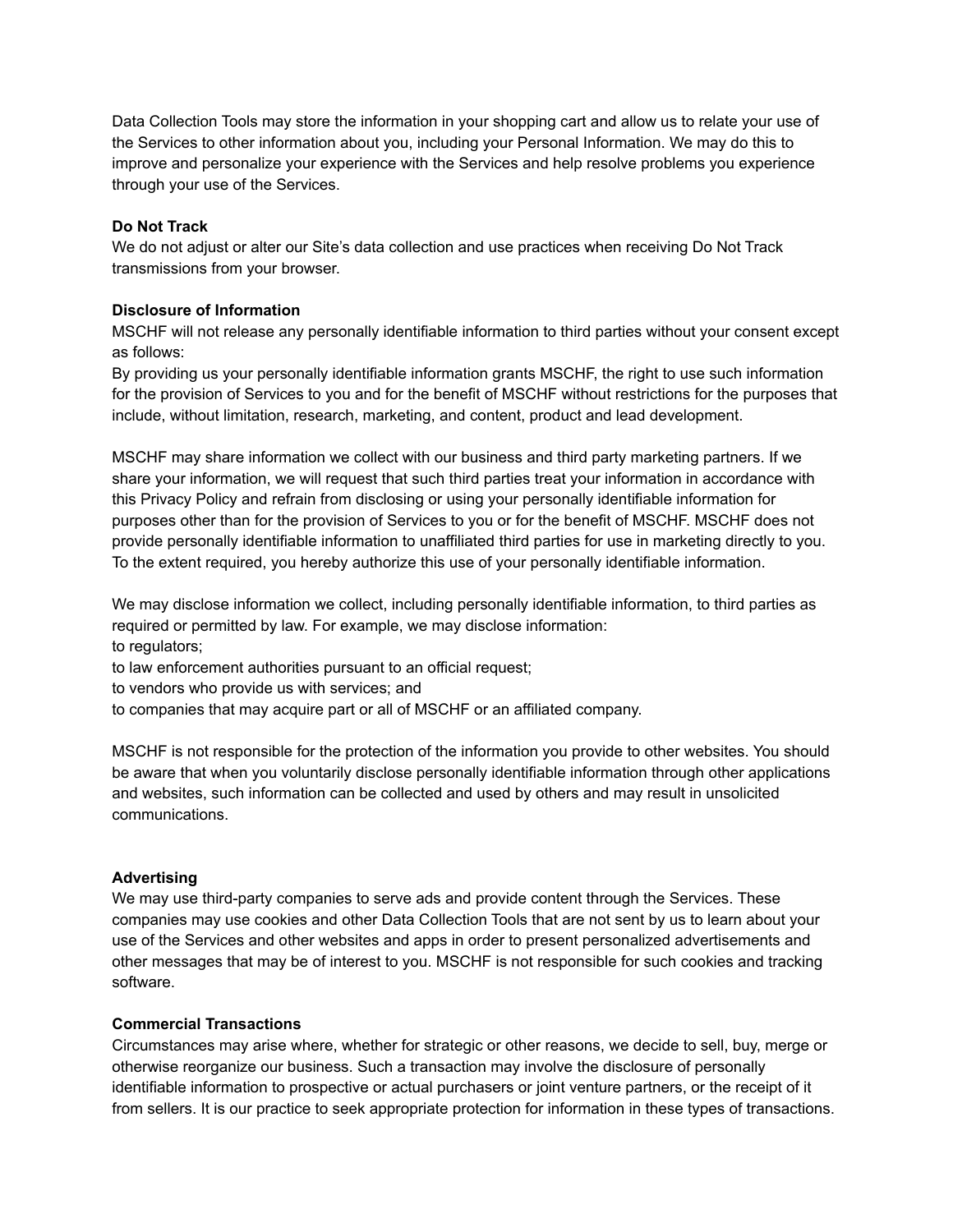Data Collection Tools may store the information in your shopping cart and allow us to relate your use of the Services to other information about you, including your Personal Information. We may do this to improve and personalize your experience with the Services and help resolve problems you experience through your use of the Services.

**Do Not Track**

We do not adjust or alter our Site's data collection and use practices when receiving Do Not Track transmissions from your browser.

**Disclosure of Information**

MSCHF will not release any personally identifiable information to third parties without your consent except as follows:

By providing us your personally identifiable information grants MSCHF, the right to use such information for the provision of Services to you and for the benefit of MSCHF without restrictions for the purposes that include, without limitation, research, marketing, and content, product and lead development.

MSCHF may share information we collect with our business and third party marketing partners. If we share your information, we will request that such third parties treat your information in accordance with this Privacy Policy and refrain from disclosing or using your personally identifiable information for purposes other than for the provision of Services to you or for the benefit of MSCHF. MSCHF does not provide personally identifiable information to unaffiliated third parties for use in marketing directly to you. To the extent required, you hereby authorize this use of your personally identifiable information.

We may disclose information we collect, including personally identifiable information, to third parties as required or permitted by law. For example, we may disclose information:

to regulators;

to law enforcement authorities pursuant to an official request;

to vendors who provide us with services; and

to companies that may acquire part or all of MSCHF or an affiliated company.

MSCHF is not responsible for the protection of the information you provide to other websites. You should be aware that when you voluntarily disclose personally identifiable information through other applications and websites, such information can be collected and used by others and may result in unsolicited communications.

**Advertising**

We may use third-party companies to serve ads and provide content through the Services. These companies may use cookies and other Data Collection Tools that are not sent by us to learn about your use of the Services and other websites and apps in order to present personalized advertisements and other messages that may be of interest to you. MSCHF is not responsible for such cookies and tracking software.

**Commercial Transactions**

Circumstances may arise where, whether for strategic or other reasons, we decide to sell, buy, merge or otherwise reorganize our business. Such a transaction may involve the disclosure of personally identifiable information to prospective or actual purchasers or joint venture partners, or the receipt of it from sellers. It is our practice to seek appropriate protection for information in these types of transactions.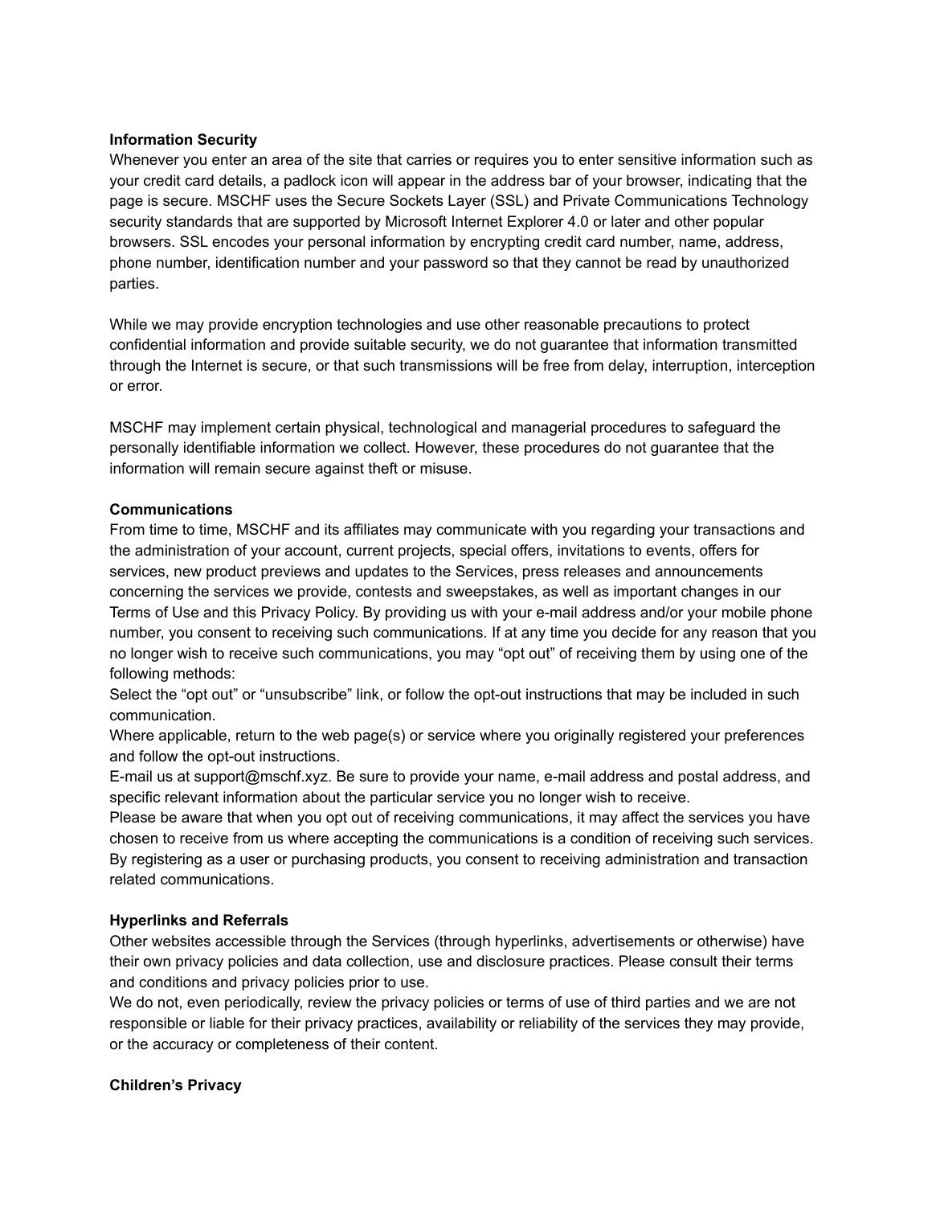**Information Security**

Whenever you enter an area of the site that carries or requires you to enter sensitive information such as your credit card details, a padlock icon will appear in the address bar of your browser, indicating that the page is secure. MSCHF uses the Secure Sockets Layer (SSL) and Private Communications Technology security standards that are supported by Microsoft Internet Explorer 4.0 or later and other popular browsers. SSL encodes your personal information by encrypting credit card number, name, address, phone number, identification number and your password so that they cannot be read by unauthorized parties.

While we may provide encryption technologies and use other reasonable precautions to protect confidential information and provide suitable security, we do not guarantee that information transmitted through the Internet is secure, or that such transmissions will be free from delay, interruption, interception or error.

MSCHF may implement certain physical, technological and managerial procedures to safeguard the personally identifiable information we collect. However, these procedures do not guarantee that the information will remain secure against theft or misuse.

**Communications**

From time to time, MSCHF and its affiliates may communicate with you regarding your transactions and the administration of your account, current projects, special offers, invitations to events, offers for services, new product previews and updates to the Services, press releases and announcements concerning the services we provide, contests and sweepstakes, as well as important changes in our Terms of Use and this Privacy Policy. By providing us with your e-mail address and/or your mobile phone number, you consent to receiving such communications. If at any time you decide for any reason that you no longer wish to receive such communications, you may “opt out” of receiving them by using one of the following methods:

Select the “opt out” or “unsubscribe” link, or follow the opt-out instructions that may be included in such communication.

Where applicable, return to the web page(s) or service where you originally registered your preferences and follow the opt-out instructions.

E-mail us at support@mschf.xyz. Be sure to provide your name, e-mail address and postal address, and specific relevant information about the particular service you no longer wish to receive.

Please be aware that when you opt out of receiving communications, it may affect the services you have chosen to receive from us where accepting the communications is a condition of receiving such services. By registering as a user or purchasing products, you consent to receiving administration and transaction related communications.

**Hyperlinks and Referrals**

Other websites accessible through the Services (through hyperlinks, advertisements or otherwise) have their own privacy policies and data collection, use and disclosure practices. Please consult their terms and conditions and privacy policies prior to use.

We do not, even periodically, review the privacy policies or terms of use of third parties and we are not responsible or liable for their privacy practices, availability or reliability of the services they may provide, or the accuracy or completeness of their content.

**Children’s Privacy**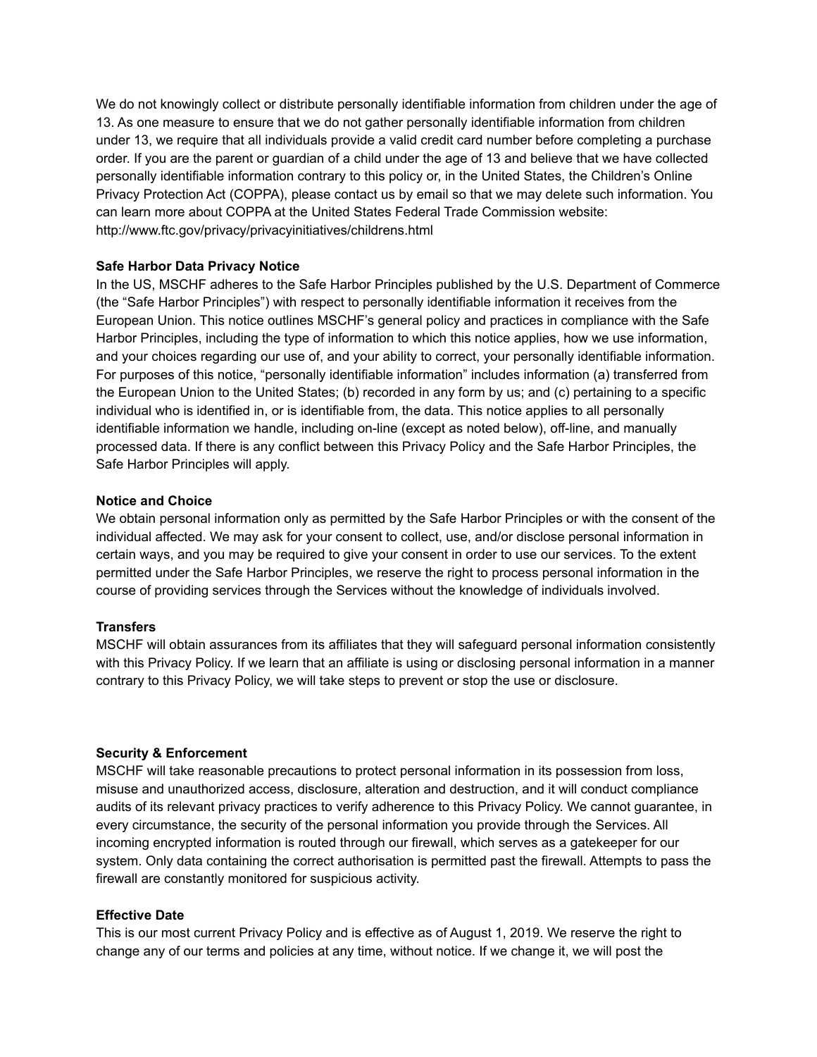We do not knowingly collect or distribute personally identifiable information from children under the age of 13. As one measure to ensure that we do not gather personally identifiable information from children under 13, we require that all individuals provide a valid credit card number before completing a purchase order. If you are the parent or guardian of a child under the age of 13 and believe that we have collected personally identifiable information contrary to this policy or, in the United States, the Children's Online Privacy Protection Act (COPPA), please contact us by email so that we may delete such information. You can learn more about COPPA at the United States Federal Trade Commission website: http://www.ftc.gov/privacy/privacyinitiatives/childrens.html

**Safe Harbor Data Privacy Notice**

In the US, MSCHF adheres to the Safe Harbor Principles published by the U.S. Department of Commerce (the "Safe Harbor Principles") with respect to personally identifiable information it receives from the European Union. This notice outlines MSCHF's general policy and practices in compliance with the Safe Harbor Principles, including the type of information to which this notice applies, how we use information, and your choices regarding our use of, and your ability to correct, your personally identifiable information. For purposes of this notice, "personally identifiable information" includes information (a) transferred from the European Union to the United States; (b) recorded in any form by us; and (c) pertaining to a specific individual who is identified in, or is identifiable from, the data. This notice applies to all personally identifiable information we handle, including on-line (except as noted below), off-line, and manually processed data. If there is any conflict between this Privacy Policy and the Safe Harbor Principles, the Safe Harbor Principles will apply.

**Notice and Choice**

We obtain personal information only as permitted by the Safe Harbor Principles or with the consent of the individual affected. We may ask for your consent to collect, use, and/or disclose personal information in certain ways, and you may be required to give your consent in order to use our services. To the extent permitted under the Safe Harbor Principles, we reserve the right to process personal information in the course of providing services through the Services without the knowledge of individuals involved.

**Transfers**

MSCHF will obtain assurances from its affiliates that they will safeguard personal information consistently with this Privacy Policy. If we learn that an affiliate is using or disclosing personal information in a manner contrary to this Privacy Policy, we will take steps to prevent or stop the use or disclosure.

**Security & Enforcement**

MSCHF will take reasonable precautions to protect personal information in its possession from loss, misuse and unauthorized access, disclosure, alteration and destruction, and it will conduct compliance audits of its relevant privacy practices to verify adherence to this Privacy Policy. We cannot guarantee, in every circumstance, the security of the personal information you provide through the Services. All incoming encrypted information is routed through our firewall, which serves as a gatekeeper for our system. Only data containing the correct authorisation is permitted past the firewall. Attempts to pass the firewall are constantly monitored for suspicious activity.

**Effective Date**

This is our most current Privacy Policy and is effective as of August 1, 2019. We reserve the right to change any of our terms and policies at any time, without notice. If we change it, we will post the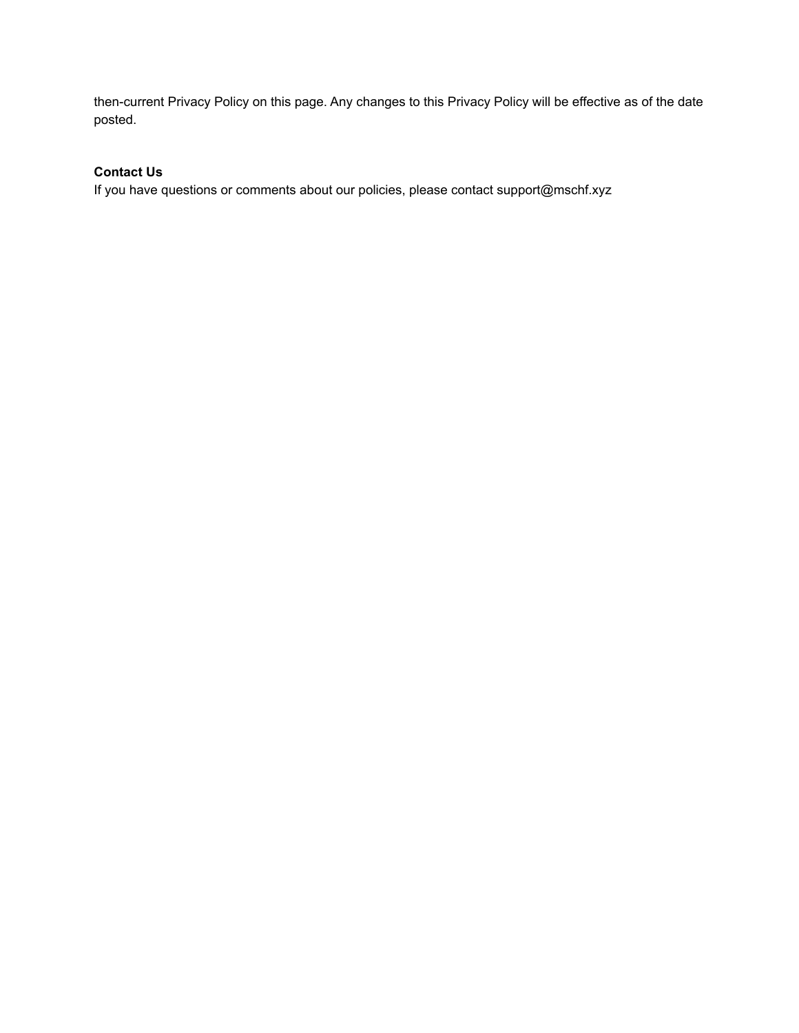then-current Privacy Policy on this page. Any changes to this Privacy Policy will be effective as of the date posted.

**Contact Us**
If you have questions or comments about our policies, please contact support@mschf.xyz